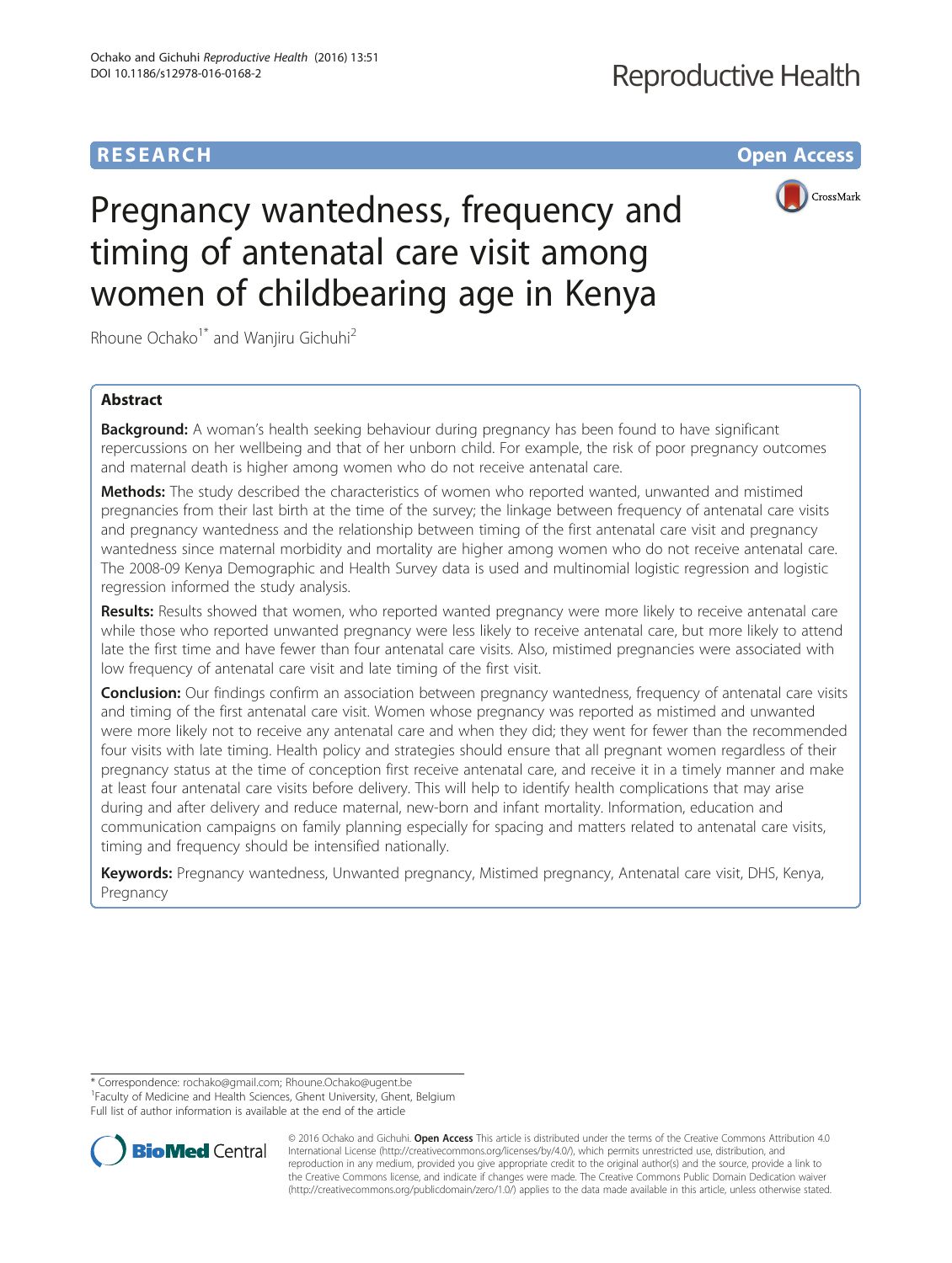RESEARCH

Open Access

# Pregnancy wantedness, frequency and timing of antenatal care visit among women of childbearing age in Kenya

Rhoune Ochako[1*] and Wanjiru Gichuhi[2]

## Abstract

**Background:** A woman's health seeking behaviour during pregnancy has been found to have significant repercussions on her wellbeing and that of her unborn child. For example, the risk of poor pregnancy outcomes and maternal death is higher among women who do not receive antenatal care.

**Methods:** The study described the characteristics of women who reported wanted, unwanted and mistimed pregnancies from their last birth at the time of the survey; the linkage between frequency of antenatal care visits and pregnancy wantedness and the relationship between timing of the first antenatal care visit and pregnancy wantedness since maternal morbidity and mortality are higher among women who do not receive antenatal care. The 2008-09 Kenya Demographic and Health Survey data is used and multinomial logistic regression and logistic regression informed the study analysis.

**Results:** Results showed that women, who reported wanted pregnancy were more likely to receive antenatal care while those who reported unwanted pregnancy were less likely to receive antenatal care, but more likely to attend late the first time and have fewer than four antenatal care visits. Also, mistimed pregnancies were associated with low frequency of antenatal care visit and late timing of the first visit.

**Conclusion:** Our findings confirm an association between pregnancy wantedness, frequency of antenatal care visits and timing of the first antenatal care visit. Women whose pregnancy was reported as mistimed and unwanted were more likely not to receive any antenatal care and when they did; they went for fewer than the recommended four visits with late timing. Health policy and strategies should ensure that all pregnant women regardless of their pregnancy status at the time of conception first receive antenatal care, and receive it in a timely manner and make at least four antenatal care visits before delivery. This will help to identify health complications that may arise during and after delivery and reduce maternal, new-born and infant mortality. Information, education and communication campaigns on family planning especially for spacing and matters related to antenatal care visits, timing and frequency should be intensified nationally.

**Keywords:** Pregnancy wantedness, Unwanted pregnancy, Mistimed pregnancy, Antenatal care visit, DHS, Kenya, Pregnancy

\* Correspondence: rochako@gmail.com; Rhoune.Ochako@ugent.be
[1]Faculty of Medicine and Health Sciences, Ghent University, Ghent, Belgium
Full list of author information is available at the end of the article

© 2016 Ochako and Gichuhi. **Open Access** This article is distributed under the terms of the Creative Commons Attribution 4.0 International License (http://creativecommons.org/licenses/by/4.0/), which permits unrestricted use, distribution, and reproduction in any medium, provided you give appropriate credit to the original author(s) and the source, provide a link to the Creative Commons license, and indicate if changes were made. The Creative Commons Public Domain Dedication waiver (http://creativecommons.org/publicdomain/zero/1.0/) applies to the data made available in this article, unless otherwise stated.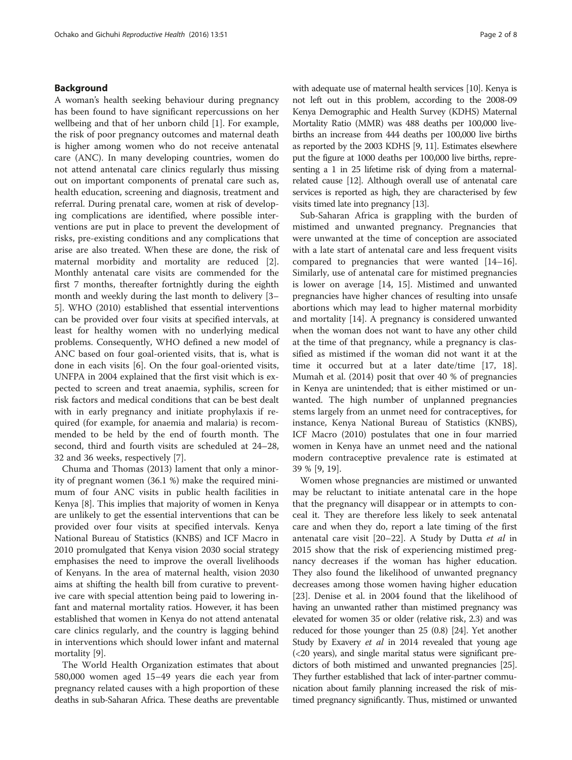## Background

A woman's health seeking behaviour during pregnancy has been found to have significant repercussions on her wellbeing and that of her unborn child [1]. For example, the risk of poor pregnancy outcomes and maternal death is higher among women who do not receive antenatal care (ANC). In many developing countries, women do not attend antenatal care clinics regularly thus missing out on important components of prenatal care such as, health education, screening and diagnosis, treatment and referral. During prenatal care, women at risk of developing complications are identified, where possible interventions are put in place to prevent the development of risks, pre-existing conditions and any complications that arise are also treated. When these are done, the risk of maternal morbidity and mortality are reduced [2]. Monthly antenatal care visits are commended for the first 7 months, thereafter fortnightly during the eighth month and weekly during the last month to delivery [3–5]. WHO (2010) established that essential interventions can be provided over four visits at specified intervals, at least for healthy women with no underlying medical problems. Consequently, WHO defined a new model of ANC based on four goal-oriented visits, that is, what is done in each visits [6]. On the four goal-oriented visits, UNFPA in 2004 explained that the first visit which is expected to screen and treat anaemia, syphilis, screen for risk factors and medical conditions that can be best dealt with in early pregnancy and initiate prophylaxis if required (for example, for anaemia and malaria) is recommended to be held by the end of fourth month. The second, third and fourth visits are scheduled at 24–28, 32 and 36 weeks, respectively [7].

Chuma and Thomas (2013) lament that only a minority of pregnant women (36.1 %) make the required minimum of four ANC visits in public health facilities in Kenya [8]. This implies that majority of women in Kenya are unlikely to get the essential interventions that can be provided over four visits at specified intervals. Kenya National Bureau of Statistics (KNBS) and ICF Macro in 2010 promulgated that Kenya vision 2030 social strategy emphasises the need to improve the overall livelihoods of Kenyans. In the area of maternal health, vision 2030 aims at shifting the health bill from curative to preventive care with special attention being paid to lowering infant and maternal mortality ratios. However, it has been established that women in Kenya do not attend antenatal care clinics regularly, and the country is lagging behind in interventions which should lower infant and maternal mortality [9].

The World Health Organization estimates that about 580,000 women aged 15–49 years die each year from pregnancy related causes with a high proportion of these deaths in sub-Saharan Africa. These deaths are preventable with adequate use of maternal health services [10]. Kenya is not left out in this problem, according to the 2008-09 Kenya Demographic and Health Survey (KDHS) Maternal Mortality Ratio (MMR) was 488 deaths per 100,000 live-births an increase from 444 deaths per 100,000 live births as reported by the 2003 KDHS [9, 11]. Estimates elsewhere put the figure at 1000 deaths per 100,000 live births, representing a 1 in 25 lifetime risk of dying from a maternal-related cause [12]. Although overall use of antenatal care services is reported as high, they are characterised by few visits timed late into pregnancy [13].

Sub-Saharan Africa is grappling with the burden of mistimed and unwanted pregnancy. Pregnancies that were unwanted at the time of conception are associated with a late start of antenatal care and less frequent visits compared to pregnancies that were wanted [14–16]. Similarly, use of antenatal care for mistimed pregnancies is lower on average [14, 15]. Mistimed and unwanted pregnancies have higher chances of resulting into unsafe abortions which may lead to higher maternal morbidity and mortality [14]. A pregnancy is considered unwanted when the woman does not want to have any other child at the time of that pregnancy, while a pregnancy is classified as mistimed if the woman did not want it at the time it occurred but at a later date/time [17, 18]. Mumah et al. (2014) posit that over 40 % of pregnancies in Kenya are unintended; that is either mistimed or unwanted. The high number of unplanned pregnancies stems largely from an unmet need for contraceptives, for instance, Kenya National Bureau of Statistics (KNBS), ICF Macro (2010) postulates that one in four married women in Kenya have an unmet need and the national modern contraceptive prevalence rate is estimated at 39 % [9, 19].

Women whose pregnancies are mistimed or unwanted may be reluctant to initiate antenatal care in the hope that the pregnancy will disappear or in attempts to conceal it. They are therefore less likely to seek antenatal care and when they do, report a late timing of the first antenatal care visit [20–22]. A Study by Dutta *et al* in 2015 show that the risk of experiencing mistimed pregnancy decreases if the woman has higher education. They also found the likelihood of unwanted pregnancy decreases among those women having higher education [23]. Denise et al. in 2004 found that the likelihood of having an unwanted rather than mistimed pregnancy was elevated for women 35 or older (relative risk, 2.3) and was reduced for those younger than 25 (0.8) [24]. Yet another Study by Exavery *et al* in 2014 revealed that young age (<20 years), and single marital status were significant predictors of both mistimed and unwanted pregnancies [25]. They further established that lack of inter-partner communication about family planning increased the risk of mistimed pregnancy significantly. Thus, mistimed or unwanted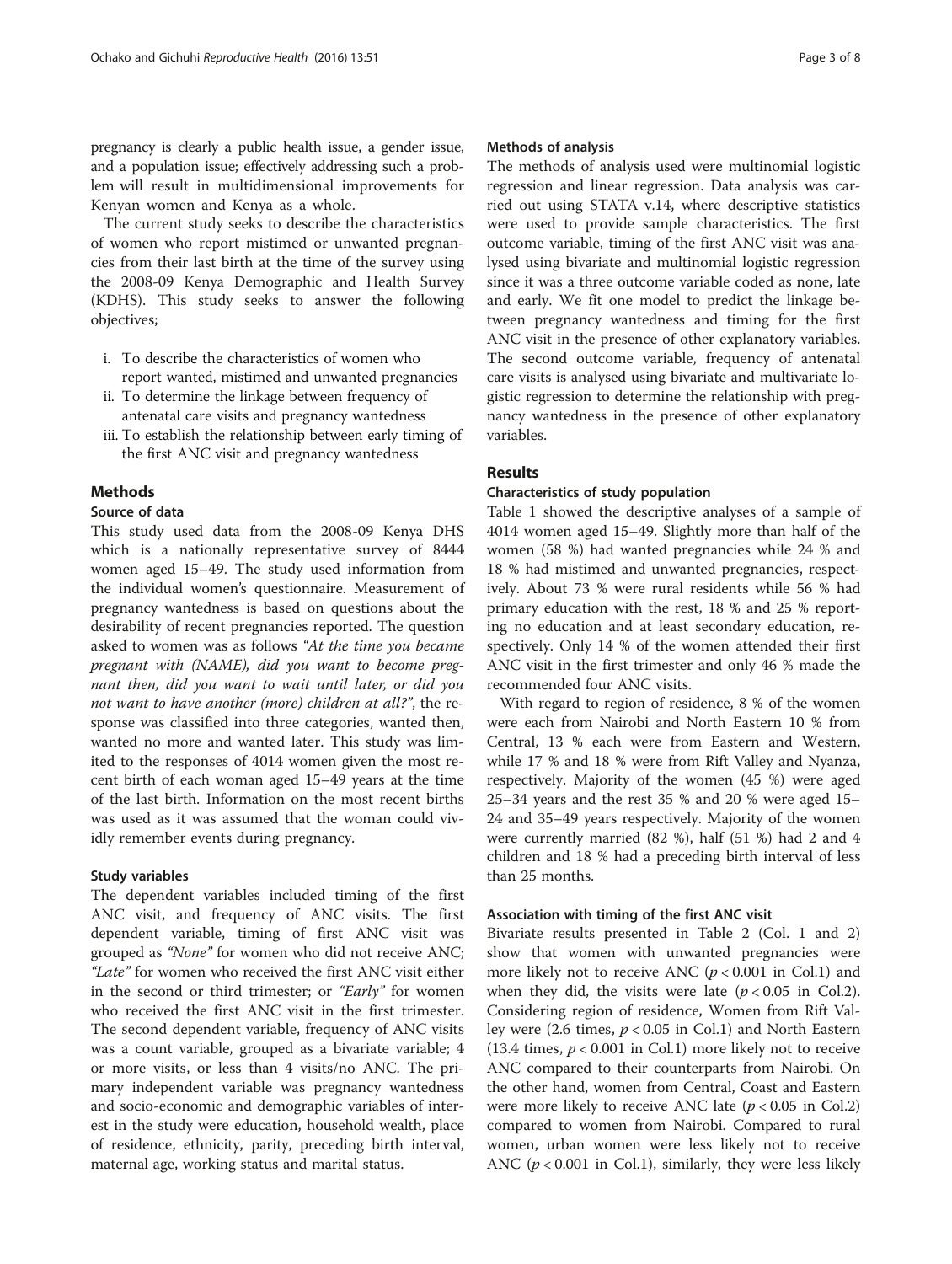pregnancy is clearly a public health issue, a gender issue, and a population issue; effectively addressing such a problem will result in multidimensional improvements for Kenyan women and Kenya as a whole.

The current study seeks to describe the characteristics of women who report mistimed or unwanted pregnancies from their last birth at the time of the survey using the 2008-09 Kenya Demographic and Health Survey (KDHS). This study seeks to answer the following objectives;

i. To describe the characteristics of women who report wanted, mistimed and unwanted pregnancies
ii. To determine the linkage between frequency of antenatal care visits and pregnancy wantedness
iii. To establish the relationship between early timing of the first ANC visit and pregnancy wantedness

## Methods

### Source of data

This study used data from the 2008-09 Kenya DHS which is a nationally representative survey of 8444 women aged 15–49. The study used information from the individual women's questionnaire. Measurement of pregnancy wantedness is based on questions about the desirability of recent pregnancies reported. The question asked to women was as follows *"At the time you became pregnant with (NAME), did you want to become pregnant then, did you want to wait until later, or did you not want to have another (more) children at all?"*, the response was classified into three categories, wanted then, wanted no more and wanted later. This study was limited to the responses of 4014 women given the most recent birth of each woman aged 15–49 years at the time of the last birth. Information on the most recent births was used as it was assumed that the woman could vividly remember events during pregnancy.

### Study variables

The dependent variables included timing of the first ANC visit, and frequency of ANC visits. The first dependent variable, timing of first ANC visit was grouped as *"None"* for women who did not receive ANC; *"Late"* for women who received the first ANC visit either in the second or third trimester; or *"Early"* for women who received the first ANC visit in the first trimester. The second dependent variable, frequency of ANC visits was a count variable, grouped as a bivariate variable; 4 or more visits, or less than 4 visits/no ANC. The primary independent variable was pregnancy wantedness and socio-economic and demographic variables of interest in the study were education, household wealth, place of residence, ethnicity, parity, preceding birth interval, maternal age, working status and marital status.

### Methods of analysis

The methods of analysis used were multinomial logistic regression and linear regression. Data analysis was carried out using STATA v.14, where descriptive statistics were used to provide sample characteristics. The first outcome variable, timing of the first ANC visit was analysed using bivariate and multinomial logistic regression since it was a three outcome variable coded as none, late and early. We fit one model to predict the linkage between pregnancy wantedness and timing for the first ANC visit in the presence of other explanatory variables. The second outcome variable, frequency of antenatal care visits is analysed using bivariate and multivariate logistic regression to determine the relationship with pregnancy wantedness in the presence of other explanatory variables.

## Results

### Characteristics of study population

Table 1 showed the descriptive analyses of a sample of 4014 women aged 15–49. Slightly more than half of the women (58 %) had wanted pregnancies while 24 % and 18 % had mistimed and unwanted pregnancies, respectively. About 73 % were rural residents while 56 % had primary education with the rest, 18 % and 25 % reporting no education and at least secondary education, respectively. Only 14 % of the women attended their first ANC visit in the first trimester and only 46 % made the recommended four ANC visits.

With regard to region of residence, 8 % of the women were each from Nairobi and North Eastern 10 % from Central, 13 % each were from Eastern and Western, while 17 % and 18 % were from Rift Valley and Nyanza, respectively. Majority of the women (45 %) were aged 25–34 years and the rest 35 % and 20 % were aged 15–24 and 35–49 years respectively. Majority of the women were currently married (82 %), half (51 %) had 2 and 4 children and 18 % had a preceding birth interval of less than 25 months.

### Association with timing of the first ANC visit

Bivariate results presented in Table 2 (Col. 1 and 2) show that women with unwanted pregnancies were more likely not to receive ANC ($p < 0.001$ in Col.1) and when they did, the visits were late ($p < 0.05$ in Col.2). Considering region of residence, Women from Rift Valley were (2.6 times, $p < 0.05$ in Col.1) and North Eastern (13.4 times, $p < 0.001$ in Col.1) more likely not to receive ANC compared to their counterparts from Nairobi. On the other hand, women from Central, Coast and Eastern were more likely to receive ANC late ($p < 0.05$ in Col.2) compared to women from Nairobi. Compared to rural women, urban women were less likely not to receive ANC ($p < 0.001$ in Col.1), similarly, they were less likely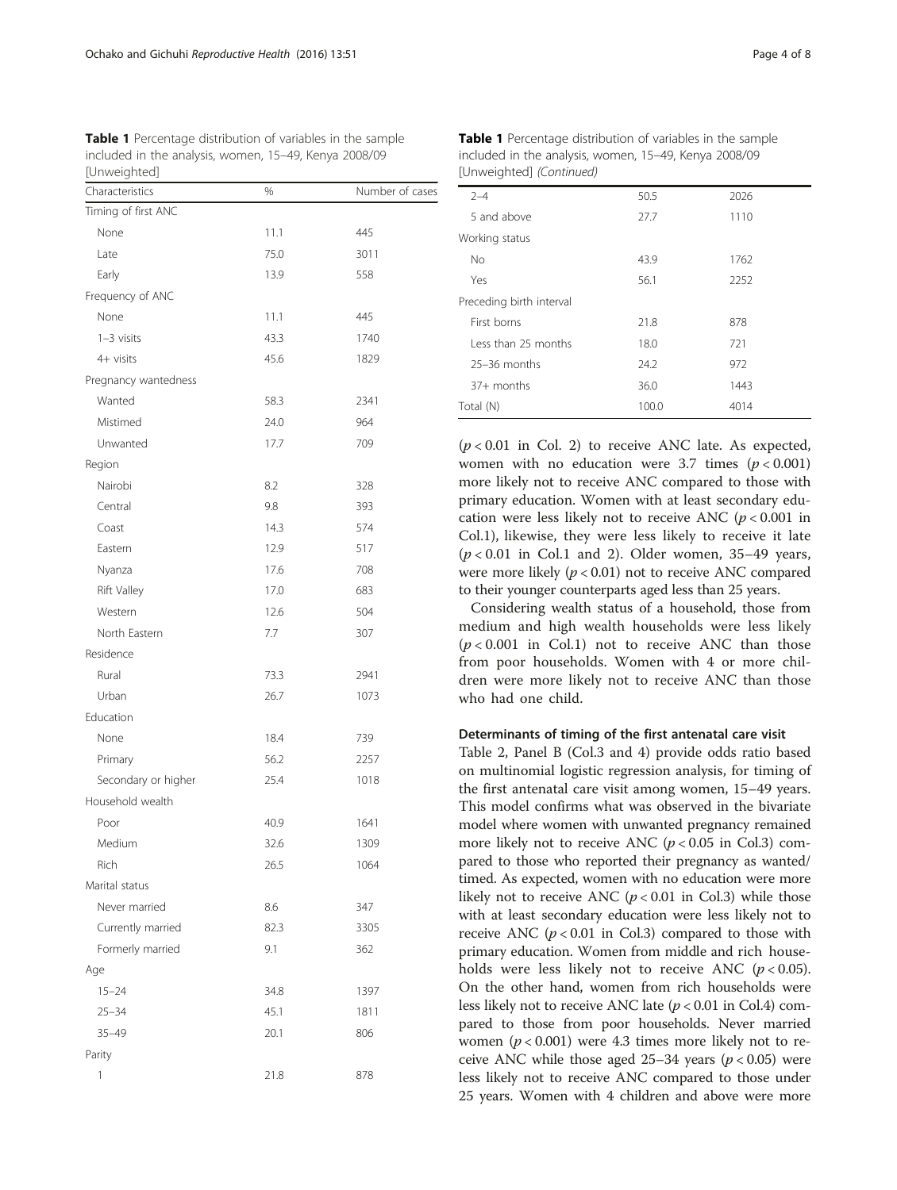**Table 1** Percentage distribution of variables in the sample included in the analysis, women, 15–49, Kenya 2008/09 [Unweighted]

| Characteristics | % | Number of cases |
|---|---|---|
| Timing of first ANC | | |
| None | 11.1 | 445 |
| Late | 75.0 | 3011 |
| Early | 13.9 | 558 |
| Frequency of ANC | | |
| None | 11.1 | 445 |
| 1–3 visits | 43.3 | 1740 |
| 4+ visits | 45.6 | 1829 |
| Pregnancy wantedness | | |
| Wanted | 58.3 | 2341 |
| Mistimed | 24.0 | 964 |
| Unwanted | 17.7 | 709 |
| Region | | |
| Nairobi | 8.2 | 328 |
| Central | 9.8 | 393 |
| Coast | 14.3 | 574 |
| Eastern | 12.9 | 517 |
| Nyanza | 17.6 | 708 |
| Rift Valley | 17.0 | 683 |
| Western | 12.6 | 504 |
| North Eastern | 7.7 | 307 |
| Residence | | |
| Rural | 73.3 | 2941 |
| Urban | 26.7 | 1073 |
| Education | | |
| None | 18.4 | 739 |
| Primary | 56.2 | 2257 |
| Secondary or higher | 25.4 | 1018 |
| Household wealth | | |
| Poor | 40.9 | 1641 |
| Medium | 32.6 | 1309 |
| Rich | 26.5 | 1064 |
| Marital status | | |
| Never married | 8.6 | 347 |
| Currently married | 82.3 | 3305 |
| Formerly married | 9.1 | 362 |
| Age | | |
| 15–24 | 34.8 | 1397 |
| 25–34 | 45.1 | 1811 |
| 35–49 | 20.1 | 806 |
| Parity | | |
| 1 | 21.8 | 878 |
| 2–4 | 50.5 | 2026 |
| 5 and above | 27.7 | 1110 |
| Working status | | |
| No | 43.9 | 1762 |
| Yes | 56.1 | 2252 |
| Preceding birth interval | | |
| First borns | 21.8 | 878 |
| Less than 25 months | 18.0 | 721 |
| 25–36 months | 24.2 | 972 |
| 37+ months | 36.0 | 1443 |
| Total (N) | 100.0 | 4014 |

($p < 0.01$ in Col. 2) to receive ANC late. As expected, women with no education were 3.7 times ($p < 0.001$) more likely not to receive ANC compared to those with primary education. Women with at least secondary education were less likely not to receive ANC ($p < 0.001$ in Col.1), likewise, they were less likely to receive it late ($p < 0.01$ in Col.1 and 2). Older women, 35–49 years, were more likely ($p < 0.01$) not to receive ANC compared to their younger counterparts aged less than 25 years.

Considering wealth status of a household, those from medium and high wealth households were less likely ($p < 0.001$ in Col.1) not to receive ANC than those from poor households. Women with 4 or more children were more likely not to receive ANC than those who had one child.

### Determinants of timing of the first antenatal care visit

Table 2, Panel B (Col.3 and 4) provide odds ratio based on multinomial logistic regression analysis, for timing of the first antenatal care visit among women, 15–49 years. This model confirms what was observed in the bivariate model where women with unwanted pregnancy remained more likely not to receive ANC ($p < 0.05$ in Col.3) compared to those who reported their pregnancy as wanted/timed. As expected, women with no education were more likely not at least receive ANC ($p < 0.01$ in Col.3) while those with at least secondary education were less likely not to receive ANC ($p < 0.01$ in Col.3) compared to those with primary education. Women from middle and rich households were less likely not to receive ANC ($p < 0.05$). On the other hand, women from rich households were less likely not to receive ANC late ($p < 0.01$ in Col.4) compared to those from poor households. Never married women ($p < 0.001$) were 4.3 times more likely not to receive ANC while those aged 25–34 years ($p < 0.05$) were less likely not to receive ANC compared to those under 25 years. Women with 4 children and above were more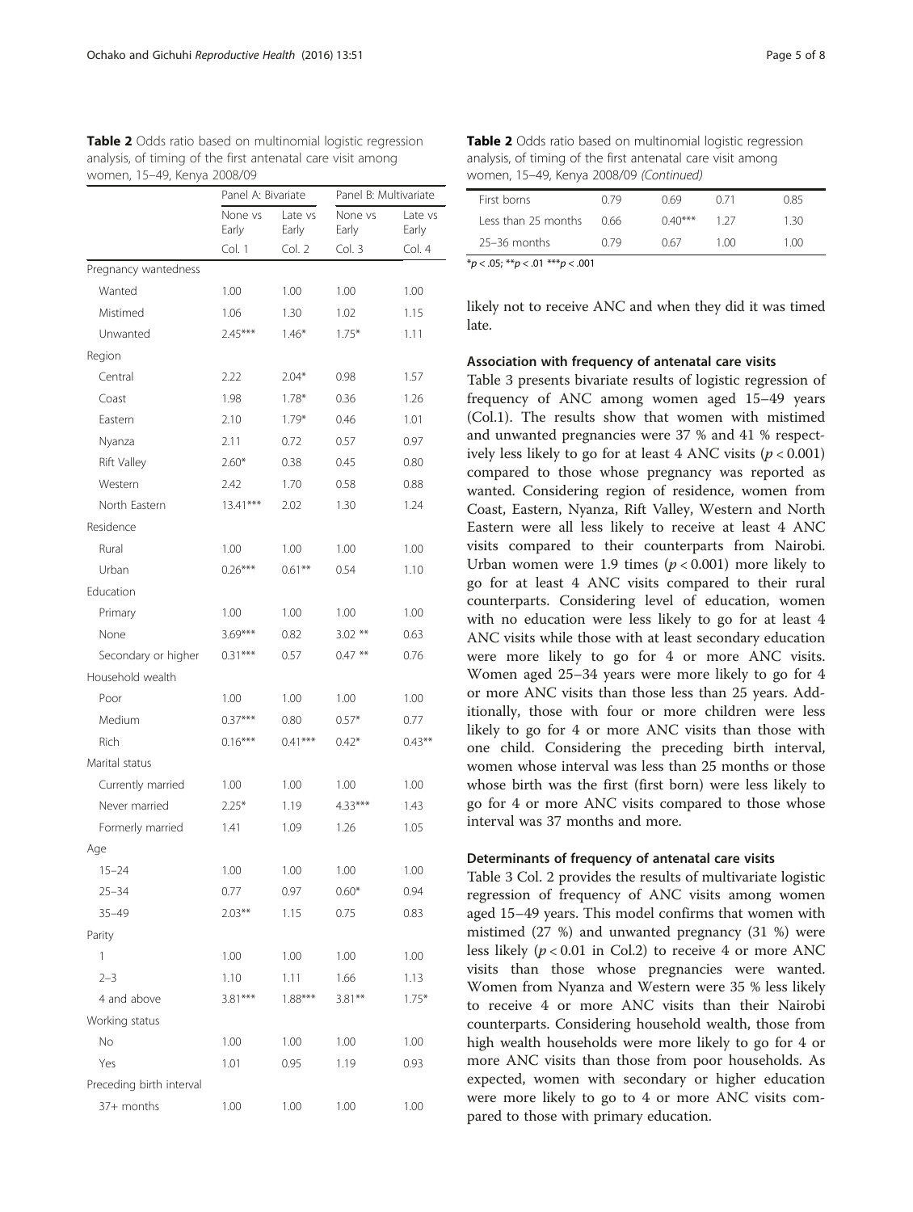**Table 2** Odds ratio based on multinomial logistic regression analysis, of timing of the first antenatal care visit among women, 15–49, Kenya 2008/09

| | Panel A: Bivariate | | Panel B: Multivariate | |
|---|---|---|---|---|
| | None vs Early | Late vs Early | None vs Early | Late vs Early |
| | Col. 1 | Col. 2 | Col. 3 | Col. 4 |
| Pregnancy wantedness | | | | |
| Wanted | 1.00 | 1.00 | 1.00 | 1.00 |
| Mistimed | 1.06 | 1.30 | 1.02 | 1.15 |
| Unwanted | 2.45*** | 1.46* | 1.75* | 1.11 |
| Region | | | | |
| Central | 2.22 | 2.04* | 0.98 | 1.57 |
| Coast | 1.98 | 1.78* | 0.36 | 1.26 |
| Eastern | 2.10 | 1.79* | 0.46 | 1.01 |
| Nyanza | 2.11 | 0.72 | 0.57 | 0.97 |
| Rift Valley | 2.60* | 0.38 | 0.45 | 0.80 |
| Western | 2.42 | 1.70 | 0.58 | 0.88 |
| North Eastern | 13.41*** | 2.02 | 1.30 | 1.24 |
| Residence | | | | |
| Rural | 1.00 | 1.00 | 1.00 | 1.00 |
| Urban | 0.26*** | 0.61** | 0.54 | 1.10 |
| Education | | | | |
| Primary | 1.00 | 1.00 | 1.00 | 1.00 |
| None | 3.69*** | 0.82 | 3.02 ** | 0.63 |
| Secondary or higher | 0.31*** | 0.57 | 0.47 ** | 0.76 |
| Household wealth | | | | |
| Poor | 1.00 | 1.00 | 1.00 | 1.00 |
| Medium | 0.37*** | 0.80 | 0.57* | 0.77 |
| Rich | 0.16*** | 0.41*** | 0.42* | 0.43** |
| Marital status | | | | |
| Currently married | 1.00 | 1.00 | 1.00 | 1.00 |
| Never married | 2.25* | 1.19 | 4.33*** | 1.43 |
| Formerly married | 1.41 | 1.09 | 1.26 | 1.05 |
| Age | | | | |
| 15–24 | 1.00 | 1.00 | 1.00 | 1.00 |
| 25–34 | 0.77 | 0.97 | 0.60* | 0.94 |
| 35–49 | 2.03** | 1.15 | 0.75 | 0.83 |
| Parity | | | | |
| 1 | 1.00 | 1.00 | 1.00 | 1.00 |
| 2–3 | 1.10 | 1.11 | 1.66 | 1.13 |
| 4 and above | 3.81*** | 1.88*** | 3.81** | 1.75* |
| Working status | | | | |
| No | 1.00 | 1.00 | 1.00 | 1.00 |
| Yes | 1.01 | 0.95 | 1.19 | 0.93 |
| Preceding birth interval | | | | |
| 37+ months | 1.00 | 1.00 | 1.00 | 1.00 |
| First borns | 0.79 | 0.69 | 0.71 | 0.85 |
| Less than 25 months | 0.66 | 0.40*** | 1.27 | 1.30 |
| 25–36 months | 0.79 | 0.67 | 1.00 | 1.00 |

*$p < .05$; **$p < .01$ ***$p < .001$

likely not to receive ANC and when they did it was timed late.

### Association with frequency of antenatal care visits

Table 3 presents bivariate results of logistic regression of frequency of ANC among women aged 15–49 years (Col.1). The results show that women with mistimed and unwanted pregnancies were 37 % and 41 % respectively less likely to go for at least 4 ANC visits ($p < 0.001$) compared to those whose pregnancy was reported as wanted. Considering region of residence, women from Coast, Eastern, Nyanza, Rift Valley, Western and North Eastern were all less likely to receive at least 4 ANC visits compared to their counterparts from Nairobi. Urban women were 1.9 times ($p < 0.001$) more likely to go for at least 4 ANC visits compared to their rural counterparts. Considering level of education, women with no education were less likely to go for at least 4 ANC visits while those with at least secondary education were more likely to go for 4 or more ANC visits. Women aged 25–34 years were more likely to go for 4 or more ANC visits than those less than 25 years. Additionally, those with four or more children were less likely to go for 4 or more ANC visits than those with one child. Considering the preceding birth interval, women whose interval was less than 25 months or those whose birth was the first (first born) were less likely to go for 4 or more ANC visits compared to those whose interval was 37 months and more.

### Determinants of frequency of antenatal care visits

Table 3 Col. 2 provides the results of multivariate logistic regression of frequency of ANC visits among women aged 15–49 years. This model confirms that women with mistimed (27 %) and unwanted pregnancy (31 %) were less likely ($p < 0.01$ in Col.2) to receive 4 or more ANC visits than those whose pregnancies were wanted. Women from Nyanza and Western were 35 % less likely to receive 4 or more ANC visits than their Nairobi counterparts. Considering household wealth, those from high wealth households were more likely to go for 4 or more ANC visits than those from poor households. As expected, women with secondary or higher education were more likely to go to 4 or more ANC visits compared to those with primary education.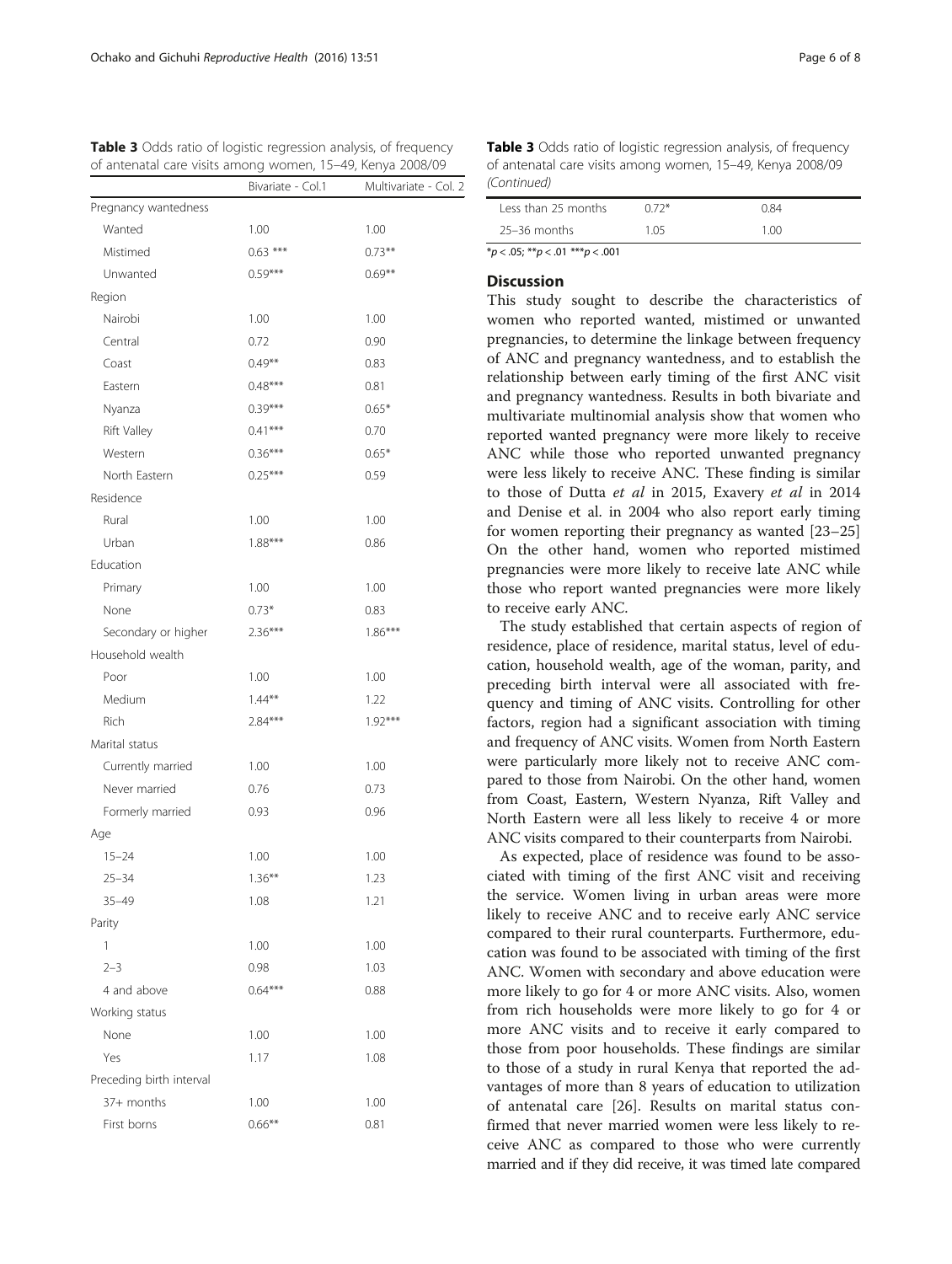**Table 3** Odds ratio of logistic regression analysis, of frequency of antenatal care visits among women, 15–49, Kenya 2008/09

| | Bivariate - Col.1 | Multivariate - Col. 2 |
|---|---|---|
| Pregnancy wantedness | | |
| Wanted | 1.00 | 1.00 |
| Mistimed | 0.63 *** | 0.73** |
| Unwanted | 0.59*** | 0.69** |
| Region | | |
| Nairobi | 1.00 | 1.00 |
| Central | 0.72 | 0.90 |
| Coast | 0.49** | 0.83 |
| Eastern | 0.48*** | 0.81 |
| Nyanza | 0.39*** | 0.65* |
| Rift Valley | 0.41*** | 0.70 |
| Western | 0.36*** | 0.65* |
| North Eastern | 0.25*** | 0.59 |
| Residence | | |
| Rural | 1.00 | 1.00 |
| Urban | 1.88*** | 0.86 |
| Education | | |
| Primary | 1.00 | 1.00 |
| None | 0.73* | 0.83 |
| Secondary or higher | 2.36*** | 1.86*** |
| Household wealth | | |
| Poor | 1.00 | 1.00 |
| Medium | 1.44** | 1.22 |
| Rich | 2.84*** | 1.92*** |
| Marital status | | |
| Currently married | 1.00 | 1.00 |
| Never married | 0.76 | 0.73 |
| Formerly married | 0.93 | 0.96 |
| Age | | |
| 15–24 | 1.00 | 1.00 |
| 25–34 | 1.36** | 1.23 |
| 35–49 | 1.08 | 1.21 |
| Parity | | |
| 1 | 1.00 | 1.00 |
| 2–3 | 0.98 | 1.03 |
| 4 and above | 0.64*** | 0.88 |
| Working status | | |
| None | 1.00 | 1.00 |
| Yes | 1.17 | 1.08 |
| Preceding birth interval | | |
| 37+ months | 1.00 | 1.00 |
| First borns | 0.66** | 0.81 |
| Less than 25 months | 0.72* | 0.84 |
| 25–36 months | 1.05 | 1.00 |

*p < .05; **p < .01 ***p < .001

## Discussion

This study sought to describe the characteristics of women who reported wanted, mistimed or unwanted pregnancies, to determine the linkage between frequency of ANC and pregnancy wantedness, and to establish the relationship between early timing of the first ANC visit and pregnancy wantedness. Results in both bivariate and multivariate multinomial analysis show that women who reported wanted pregnancy were more likely to receive ANC while those who reported unwanted pregnancy were less likely to receive ANC. These finding is similar to those of Dutta *et al* in 2015, Exavery *et al* in 2014 and Denise et al. in 2004 who also report early timing for women reporting their pregnancy as wanted [23–25] On the other hand, women who reported mistimed pregnancies were more likely to receive late ANC while those who report wanted pregnancies were more likely to receive early ANC.

The study established that certain aspects of region of residence, place of residence, marital status, level of education, household wealth, age of the woman, parity, and preceding birth interval were all associated with frequency and timing of ANC visits. Controlling for other factors, region had a significant association with timing and frequency of ANC visits. Women from North Eastern were particularly more likely not to receive ANC compared to those from Nairobi. On the other hand, women from Coast, Eastern, Western Nyanza, Rift Valley and North Eastern were all less likely to receive 4 or more ANC visits compared to their counterparts from Nairobi.

As expected, place of residence was found to be associated with timing of the first ANC visit and receiving the service. Women living in urban areas were more likely to receive ANC and to receive early ANC service compared to their rural counterparts. Furthermore, education was found to be associated with timing of the first ANC. Women with secondary and above education were more likely to go for 4 or more ANC visits. Also, women from rich households were more likely to go for 4 or more ANC visits and to receive it early compared to those from poor households. These findings are similar to those of a study in rural Kenya that reported the advantages of more than 8 years of education to utilization of antenatal care [26]. Results on marital status confirmed that never married women were less likely to receive ANC as compared to those who were currently married and if they did receive, it was timed late compared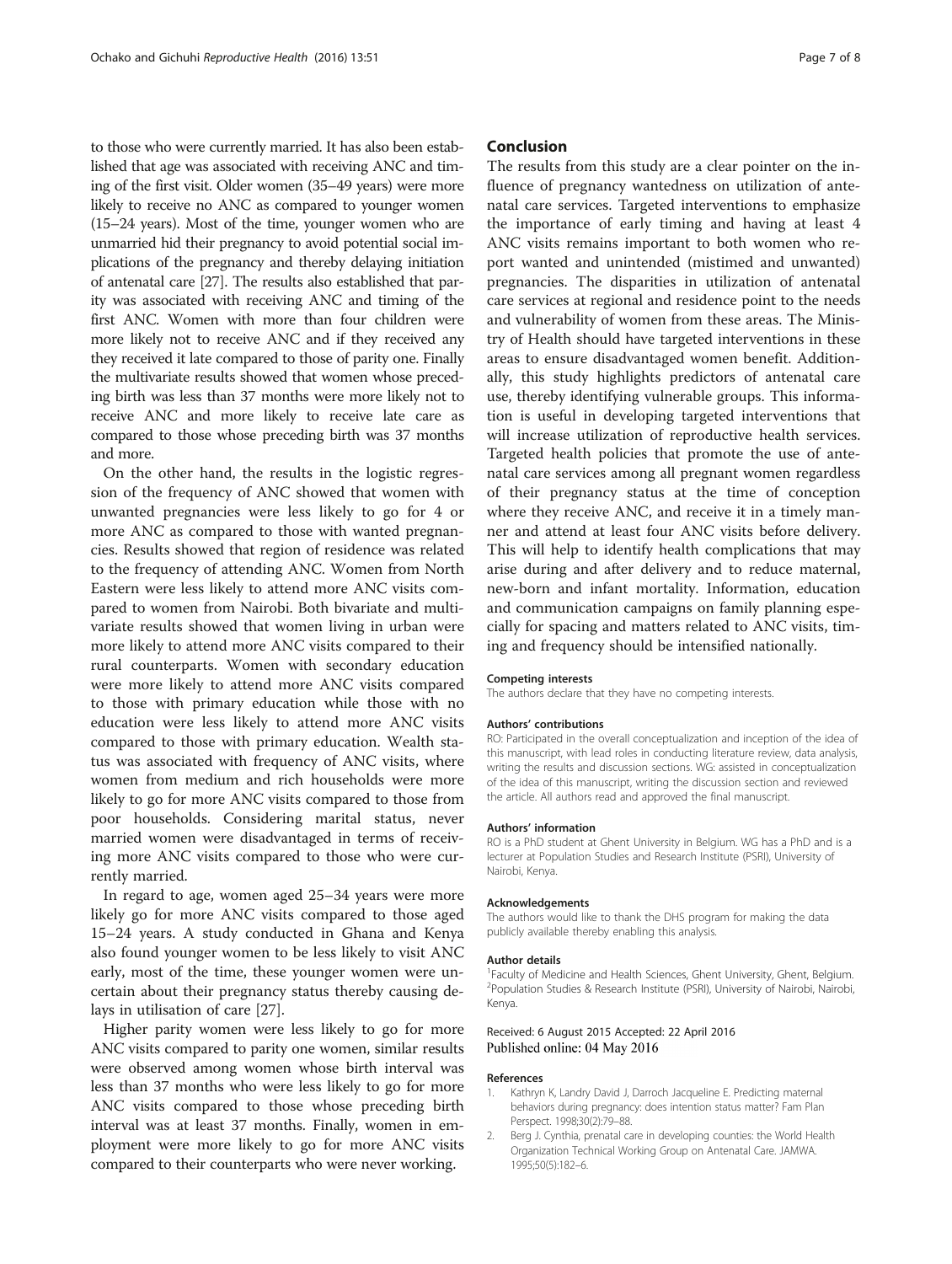to those who were currently married. It has also been established that age was associated with receiving ANC and timing of the first visit. Older women (35–49 years) were more likely to receive no ANC as compared to younger women (15–24 years). Most of the time, younger women who are unmarried hid their pregnancy to avoid potential social implications of the pregnancy and thereby delaying initiation of antenatal care [27]. The results also established that parity was associated with receiving ANC and timing of the first ANC. Women with more than four children were more likely not to receive ANC and if they received any they received it late compared to those of parity one. Finally the multivariate results showed that women whose preceding birth was less than 37 months were more likely not to receive ANC and more likely to receive late care as compared to those whose preceding birth was 37 months and more.

On the other hand, the results in the logistic regression of the frequency of ANC showed that women with unwanted pregnancies were less likely to go for 4 or more ANC as compared to those with wanted pregnancies. Results showed that region of residence was related to the frequency of attending ANC. Women from North Eastern were less likely to attend more ANC visits compared to women from Nairobi. Both bivariate and multivariate results showed that women living in urban were more likely to attend more ANC visits compared to their rural counterparts. Women with secondary education were more likely to attend more ANC visits compared to those with primary education while those with no education were less likely to attend more ANC visits compared to those with primary education. Wealth status was associated with frequency of ANC visits, where women from medium and rich households were more likely to go for more ANC visits compared to those from poor households. Considering marital status, never married women were disadvantaged in terms of receiving more ANC visits compared to those who were currently married.

In regard to age, women aged 25–34 years were more likely go for more ANC visits compared to those aged 15–24 years. A study conducted in Ghana and Kenya also found younger women to be less likely to visit ANC early, most of the time, these younger women were uncertain about their pregnancy status thereby causing delays in utilisation of care [27].

Higher parity women were less likely to go for more ANC visits compared to parity one women, similar results were observed among women whose birth interval was less than 37 months who were less likely to go for more ANC visits compared to those whose preceding birth interval was at least 37 months. Finally, women in employment were more likely to go for more ANC visits compared to their counterparts who were never working.

## Conclusion

The results from this study are a clear pointer on the influence of pregnancy wantedness on utilization of antenatal care services. Targeted interventions to emphasize the importance of early timing and having at least 4 ANC visits remains important to both women who report wanted and unintended (mistimed and unwanted) pregnancies. The disparities in utilization of antenatal care services at regional and residence point to the needs and vulnerability of women from these areas. The Ministry of Health should have targeted interventions in these areas to ensure disadvantaged women benefit. Additionally, this study highlights predictors of antenatal care use, thereby identifying vulnerable groups. This information is useful in developing targeted interventions that will increase utilization of reproductive health services. Targeted health policies that promote the use of antenatal care services among all pregnant women regardless of their pregnancy status at the time of conception where they receive ANC, and receive it in a timely manner and attend at least four ANC visits before delivery. This will help to identify health complications that may arise during and after delivery and to reduce maternal, new-born and infant mortality. Information, education and communication campaigns on family planning especially for spacing and matters related to ANC visits, timing and frequency should be intensified nationally.

#### Competing interests

The authors declare that they have no competing interests.

#### Authors' contributions

RO: Participated in the overall conceptualization and inception of the idea of this manuscript, with lead roles in conducting literature review, data analysis, writing the results and discussion sections. WG: assisted in conceptualization of the idea of this manuscript, writing the discussion section and reviewed the article. All authors read and approved the final manuscript.

#### Authors' information

RO is a PhD student at Ghent University in Belgium. WG has a PhD and is a lecturer at Population Studies and Research Institute (PSRI), University of Nairobi, Kenya.

#### Acknowledgements

The authors would like to thank the DHS program for making the data publicly available thereby enabling this analysis.

#### Author details

[1]Faculty of Medicine and Health Sciences, Ghent University, Ghent, Belgium. [2]Population Studies & Research Institute (PSRI), University of Nairobi, Nairobi, Kenya.

Received: 6 August 2015 Accepted: 22 April 2016
Published online: 04 May 2016

#### References

1. Kathryn K, Landry David J, Darroch Jacqueline E. Predicting maternal behaviors during pregnancy: does intention status matter? Fam Plan Perspect. 1998;30(2):79–88.
2. Berg J. Cynthia, prenatal care in developing counties: the World Health Organization Technical Working Group on Antenatal Care. JAMWA. 1995;50(5):182–6.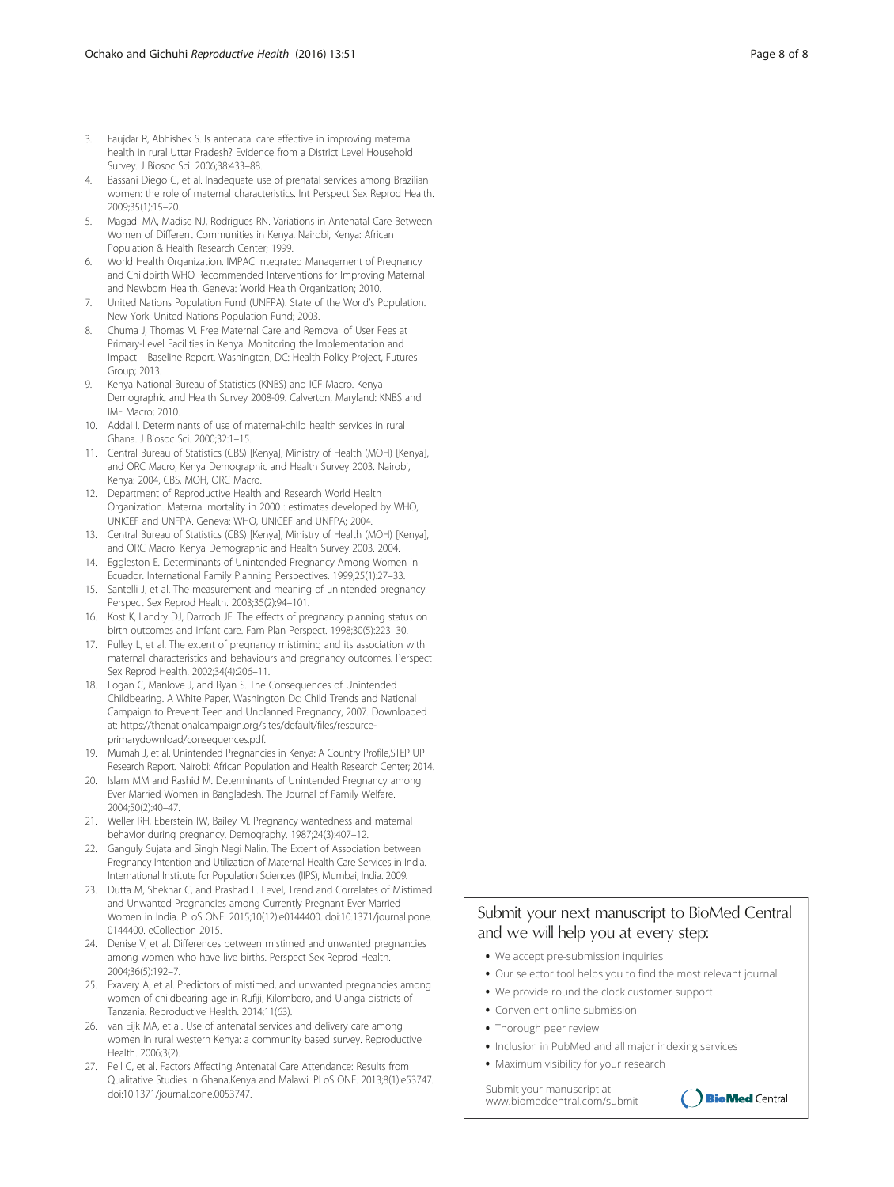3. Faujdar R, Abhishek S. Is antenatal care effective in improving maternal health in rural Uttar Pradesh? Evidence from a District Level Household Survey. J Biosoc Sci. 2006;38:433–88.
4. Bassani Diego G, et al. Inadequate use of prenatal services among Brazilian women: the role of maternal characteristics. Int Perspect Sex Reprod Health. 2009;35(1):15–20.
5. Magadi MA, Madise NJ, Rodrigues RN. Variations in Antenatal Care Between Women of Different Communities in Kenya. Nairobi, Kenya: African Population & Health Research Center; 1999.
6. World Health Organization. IMPAC Integrated Management of Pregnancy and Childbirth WHO Recommended Interventions for Improving Maternal and Newborn Health. Geneva: World Health Organization; 2010.
7. United Nations Population Fund (UNFPA). State of the World's Population. New York: United Nations Population Fund; 2003.
8. Chuma J, Thomas M. Free Maternal Care and Removal of User Fees at Primary-Level Facilities in Kenya: Monitoring the Implementation and Impact—Baseline Report. Washington, DC: Health Policy Project, Futures Group; 2013.
9. Kenya National Bureau of Statistics (KNBS) and ICF Macro. Kenya Demographic and Health Survey 2008-09. Calverton, Maryland: KNBS and IMF Macro; 2010.
10. Addai I. Determinants of use of maternal-child health services in rural Ghana. J Biosoc Sci. 2000;32:1–15.
11. Central Bureau of Statistics (CBS) [Kenya], Ministry of Health (MOH) [Kenya], and ORC Macro, Kenya Demographic and Health Survey 2003. Nairobi, Kenya: 2004, CBS, MOH, ORC Macro.
12. Department of Reproductive Health and Research World Health Organization. Maternal mortality in 2000 : estimates developed by WHO, UNICEF and UNFPA. Geneva: WHO, UNICEF and UNFPA; 2004.
13. Central Bureau of Statistics (CBS) [Kenya], Ministry of Health (MOH) [Kenya], and ORC Macro. Kenya Demographic and Health Survey 2003. 2004.
14. Eggleston E. Determinants of Unintended Pregnancy Among Women in Ecuador. International Family Planning Perspectives. 1999;25(1):27–33.
15. Santelli J, et al. The measurement and meaning of unintended pregnancy. Perspect Sex Reprod Health. 2003;35(2):94–101.
16. Kost K, Landry DJ, Darroch JE. The effects of pregnancy planning status on birth outcomes and infant care. Fam Plan Perspect. 1998;30(5):223–30.
17. Pulley L, et al. The extent of pregnancy mistiming and its association with maternal characteristics and behaviours and pregnancy outcomes. Perspect Sex Reprod Health. 2002;34(4):206–11.
18. Logan C, Manlove J, and Ryan S. The Consequences of Unintended Childbearing. A White Paper, Washington Dc: Child Trends and National Campaign to Prevent Teen and Unplanned Pregnancy, 2007. Downloaded at: https://thenationalcampaign.org/sites/default/files/resource-primarydownload/consequences.pdf.
19. Mumah J, et al. Unintended Pregnancies in Kenya: A Country Profile,STEP UP Research Report. Nairobi: African Population and Health Research Center; 2014.
20. Islam MM and Rashid M. Determinants of Unintended Pregnancy among Ever Married Women in Bangladesh. The Journal of Family Welfare. 2004;50(2):40–47.
21. Weller RH, Eberstein IW, Bailey M. Pregnancy wantedness and maternal behavior during pregnancy. Demography. 1987;24(3):407–12.
22. Ganguly Sujata and Singh Negi Nalin, The Extent of Association between Pregnancy Intention and Utilization of Maternal Health Care Services in India. International Institute for Population Sciences (IIPS), Mumbai, India. 2009.
23. Dutta M, Shekhar C, and Prashad L. Level, Trend and Correlates of Mistimed and Unwanted Pregnancies among Currently Pregnant Ever Married Women in India. PLoS ONE. 2015;10(12):e0144400. doi:10.1371/journal.pone.0144400. eCollection 2015.
24. Denise V, et al. Differences between mistimed and unwanted pregnancies among women who have live births. Perspect Sex Reprod Health. 2004;36(5):192–7.
25. Exavery A, et al. Predictors of mistimed, and unwanted pregnancies among women of childbearing age in Rufiji, Kilombero, and Ulanga districts of Tanzania. Reproductive Health. 2014;11(63).
26. van Eijk MA, et al. Use of antenatal services and delivery care among women in rural western Kenya: a community based survey. Reproductive Health. 2006;3(2).
27. Pell C, et al. Factors Affecting Antenatal Care Attendance: Results from Qualitative Studies in Ghana,Kenya and Malawi. PLoS ONE. 2013;8(1):e53747. doi:10.1371/journal.pone.0053747.

Submit your next manuscript to BioMed Central and we will help you at every step:

- We accept pre-submission inquiries
- Our selector tool helps you to find the most relevant journal
- We provide round the clock customer support
- Convenient online submission
- Thorough peer review
- Inclusion in PubMed and all major indexing services
- Maximum visibility for your research

Submit your manuscript at
www.biomedcentral.com/submit

BioMed Central